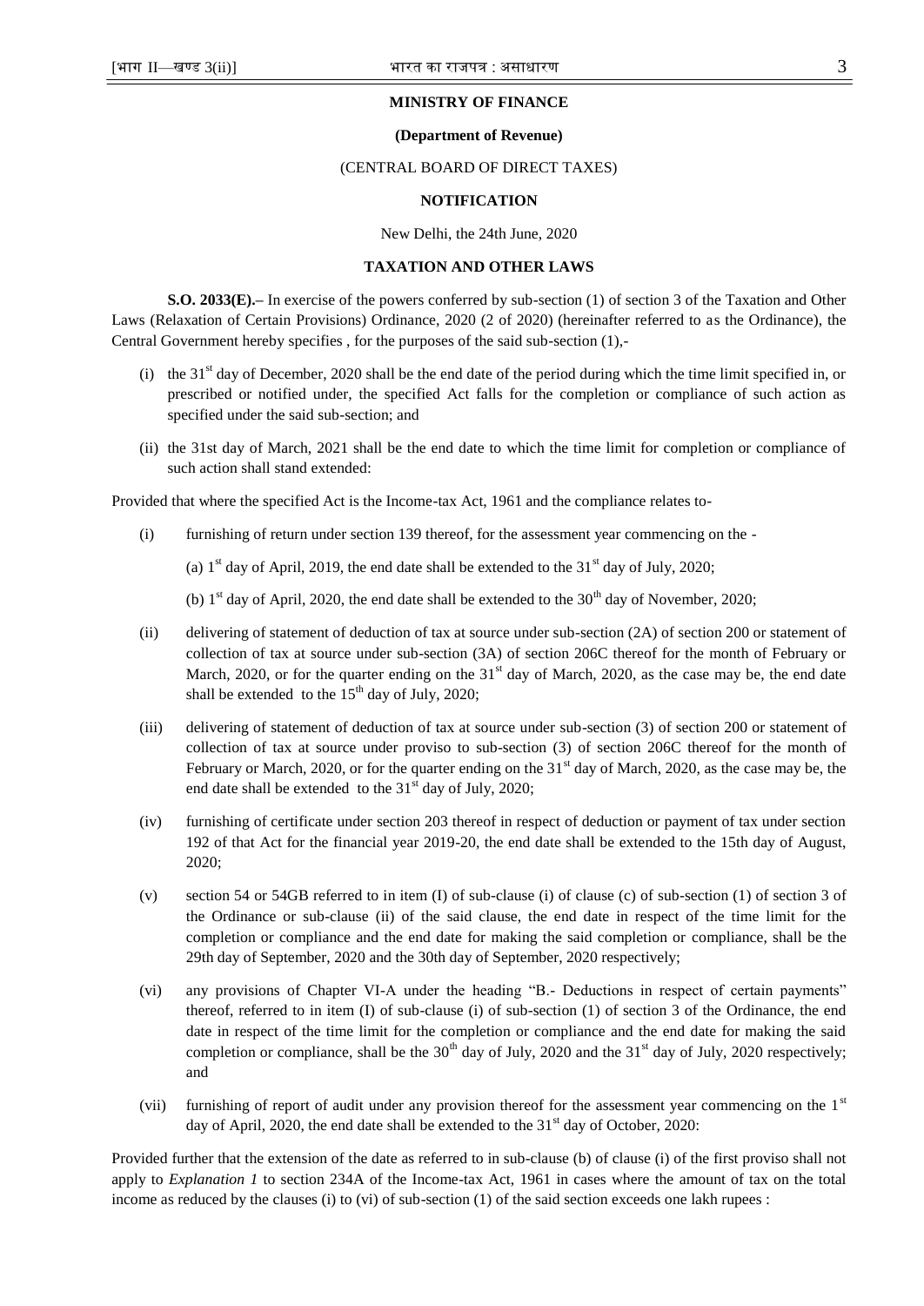**MINISTRY OF FINANCE**

**(Department of Revenue)**

(CENTRAL BOARD OF DIRECT TAXES)

**NOTIFICATION**

New Delhi, the 24th June, 2020

**TAXATION AND OTHER LAWS**

**S.O. 2033(E).–** In exercise of the powers conferred by sub-section (1) of section 3 of the Taxation and Other Laws (Relaxation of Certain Provisions) Ordinance, 2020 (2 of 2020) (hereinafter referred to as the Ordinance), the Central Government hereby specifies , for the purposes of the said sub-section (1),-

(i) the 31st day of December, 2020 shall be the end date of the period during which the time limit specified in, or prescribed or notified under, the specified Act falls for the completion or compliance of such action as specified under the said sub-section; and

(ii) the 31st day of March, 2021 shall be the end date to which the time limit for completion or compliance of such action shall stand extended:

Provided that where the specified Act is the Income-tax Act, 1961 and the compliance relates to-

(i) furnishing of return under section 139 thereof, for the assessment year commencing on the -

(a) 1st day of April, 2019, the end date shall be extended to the 31st day of July, 2020;

(b) 1st day of April, 2020, the end date shall be extended to the 30th day of November, 2020;

(ii) delivering of statement of deduction of tax at source under sub-section (2A) of section 200 or statement of collection of tax at source under sub-section (3A) of section 206C thereof for the month of February or March, 2020, or for the quarter ending on the 31st day of March, 2020, as the case may be, the end date shall be extended to the 15th day of July, 2020;

(iii) delivering of statement of deduction of tax at source under sub-section (3) of section 200 or statement of collection of tax at source under proviso to sub-section (3) of section 206C thereof for the month of February or March, 2020, or for the quarter ending on the 31st day of March, 2020, as the case may be, the end date shall be extended to the 31st day of July, 2020;

(iv) furnishing of certificate under section 203 thereof in respect of deduction or payment of tax under section 192 of that Act for the financial year 2019-20, the end date shall be extended to the 15th day of August, 2020;

(v) section 54 or 54GB referred to in item (I) of sub-clause (i) of clause (c) of sub-section (1) of section 3 of the Ordinance or sub-clause (ii) of the said clause, the end date in respect of the time limit for the completion or compliance and the end date for making the said completion or compliance, shall be the 29th day of September, 2020 and the 30th day of September, 2020 respectively;

(vi) any provisions of Chapter VI-A under the heading "B.- Deductions in respect of certain payments" thereof, referred to in item (I) of sub-clause (i) of sub-section (1) of section 3 of the Ordinance, the end date in respect of the time limit for the completion or compliance and the end date for making the said completion or compliance, shall be the 30th day of July, 2020 and the 31st day of July, 2020 respectively; and

(vii) furnishing of report of audit under any provision thereof for the assessment year commencing on the 1st day of April, 2020, the end date shall be extended to the 31st day of October, 2020:

Provided further that the extension of the date as referred to in sub-clause (b) of clause (i) of the first proviso shall not apply to *Explanation 1* to section 234A of the Income-tax Act, 1961 in cases where the amount of tax on the total income as reduced by the clauses (i) to (vi) of sub-section (1) of the said section exceeds one lakh rupees :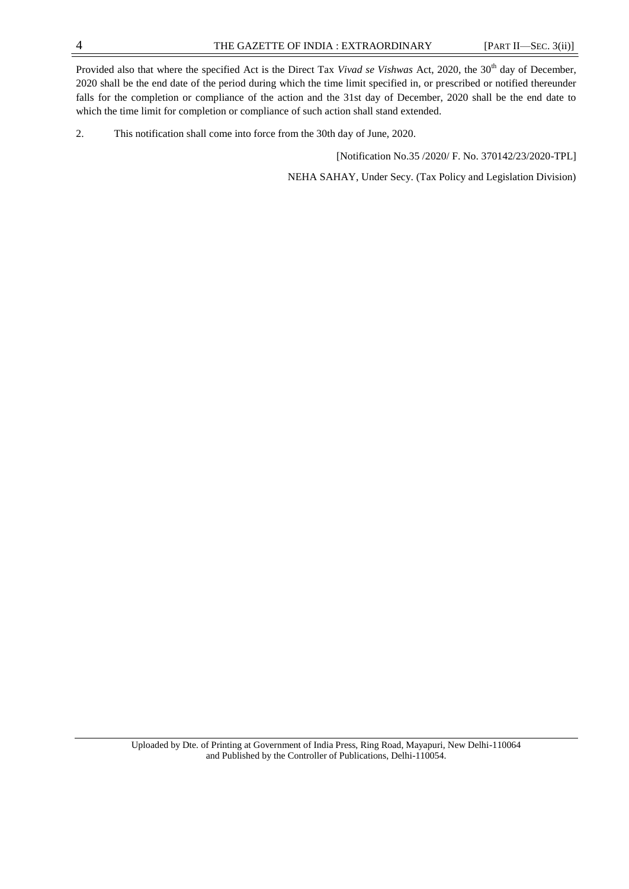Provided also that where the specified Act is the Direct Tax *Vivad se Vishwas* Act, 2020, the 30[th] day of December, 2020 shall be the end date of the period during which the time limit specified in, or prescribed or notified thereunder falls for the completion or compliance of the action and the 31st day of December, 2020 shall be the end date to which the time limit for completion or compliance of such action shall stand extended.

2. This notification shall come into force from the 30th day of June, 2020.

[Notification No.35 /2020/ F. No. 370142/23/2020-TPL]

NEHA SAHAY, Under Secy. (Tax Policy and Legislation Division)

Uploaded by Dte. of Printing at Government of India Press, Ring Road, Mayapuri, New Delhi-110064 and Published by the Controller of Publications, Delhi-110054.